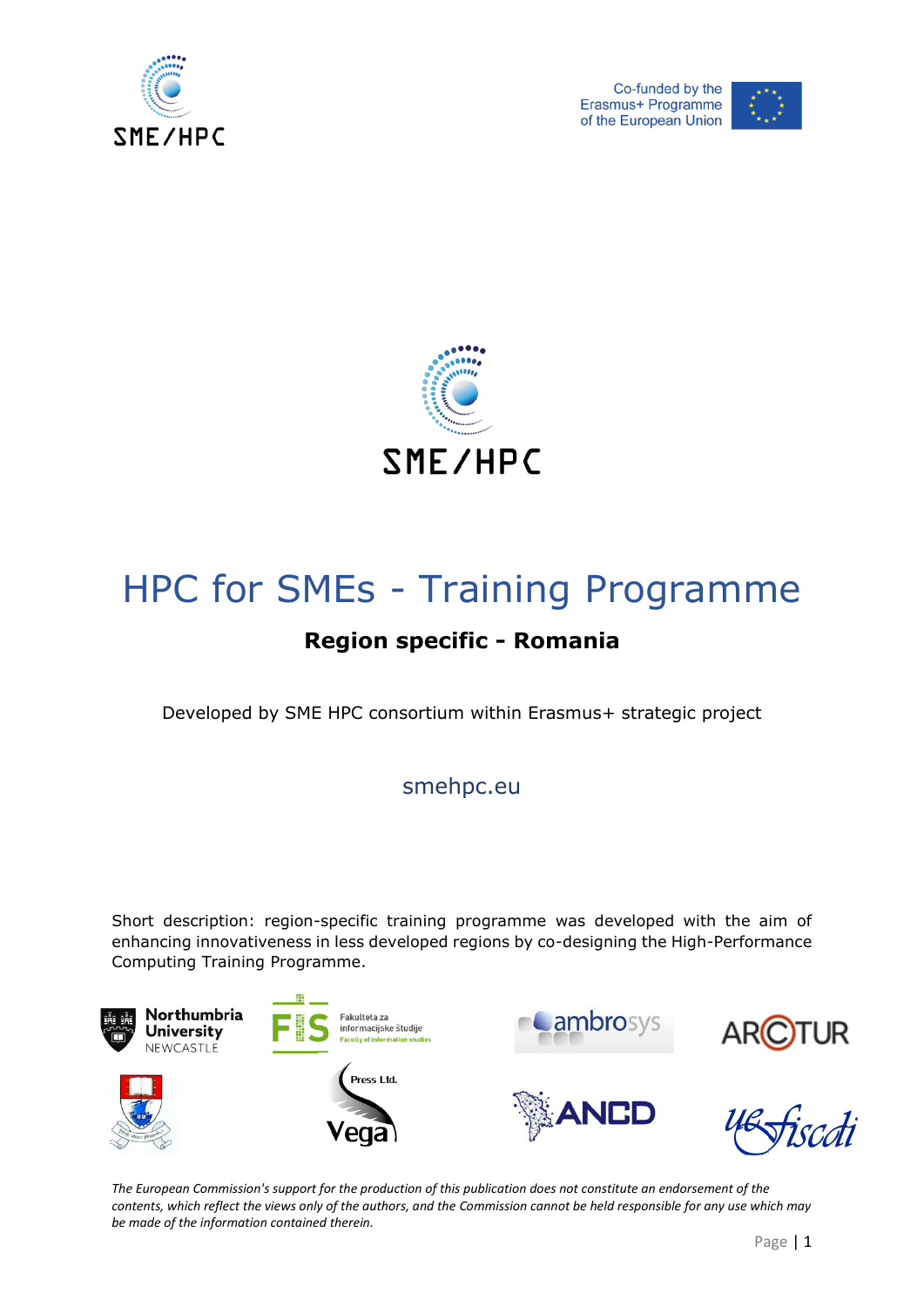Co-funded by the Erasmus+ Programme of the European Union

# HPC for SMEs - Training Programme

## Region specific - Romania

Developed by SME HPC consortium within Erasmus+ strategic project

smehpc.eu

Short description: region-specific training programme was developed with the aim of enhancing innovativeness in less developed regions by co-designing the High-Performance Computing Training Programme.

*The European Commission's support for the production of this publication does not constitute an endorsement of the contents, which reflect the views only of the authors, and the Commission cannot be held responsible for any use which may be made of the information contained therein.*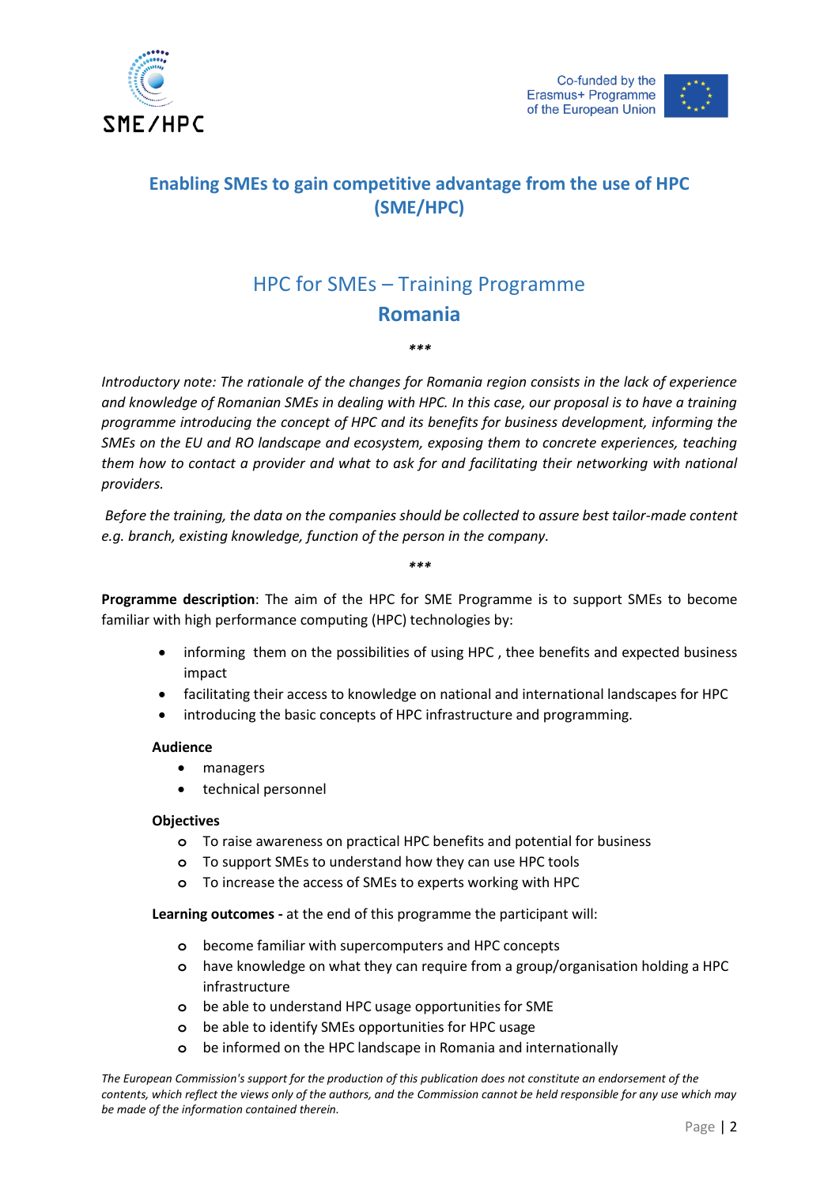## Enabling SMEs to gain competitive advantage from the use of HPC (SME/HPC)

# HPC for SMEs – Training Programme
# **Romania**

***

*Introductory note: The rationale of the changes for Romania region consists in the lack of experience and knowledge of Romanian SMEs in dealing with HPC. In this case, our proposal is to have a training programme introducing the concept of HPC and its benefits for business development, informing the SMEs on the EU and RO landscape and ecosystem, exposing them to concrete experiences, teaching them how to contact a provider and what to ask for and facilitating their networking with national providers.*

*Before the training, the data on the companies should be collected to assure best tailor-made content e.g. branch, existing knowledge, function of the person in the company.*

***

**Programme description**: The aim of the HPC for SME Programme is to support SMEs to become familiar with high performance computing (HPC) technologies by:

- informing them on the possibilities of using HPC , thee benefits and expected business impact
- facilitating their access to knowledge on national and international landscapes for HPC
- introducing the basic concepts of HPC infrastructure and programming.

**Audience**

- managers
- technical personnel

**Objectives**

- To raise awareness on practical HPC benefits and potential for business
- To support SMEs to understand how they can use HPC tools
- To increase the access of SMEs to experts working with HPC

**Learning outcomes -** at the end of this programme the participant will:

- become familiar with supercomputers and HPC concepts
- have knowledge on what they can require from a group/organisation holding a HPC infrastructure
- be able to understand HPC usage opportunities for SME
- be able to identify SMEs opportunities for HPC usage
- be informed on the HPC landscape in Romania and internationally

*The European Commission's support for the production of this publication does not constitute an endorsement of the contents, which reflect the views only of the authors, and the Commission cannot be held responsible for any use which may be made of the information contained therein.*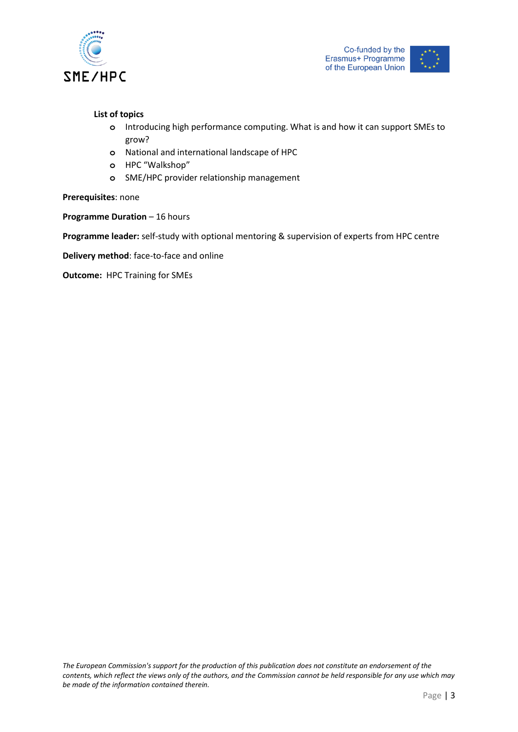**List of topics**

- Introducing high performance computing. What is and how it can support SMEs to grow?
- National and international landscape of HPC
- HPC “Walkshop”
- SME/HPC provider relationship management

**Prerequisites**: none

**Programme Duration** – 16 hours

**Programme leader:** self-study with optional mentoring & supervision of experts from HPC centre

**Delivery method**: face-to-face and online

**Outcome:** HPC Training for SMEs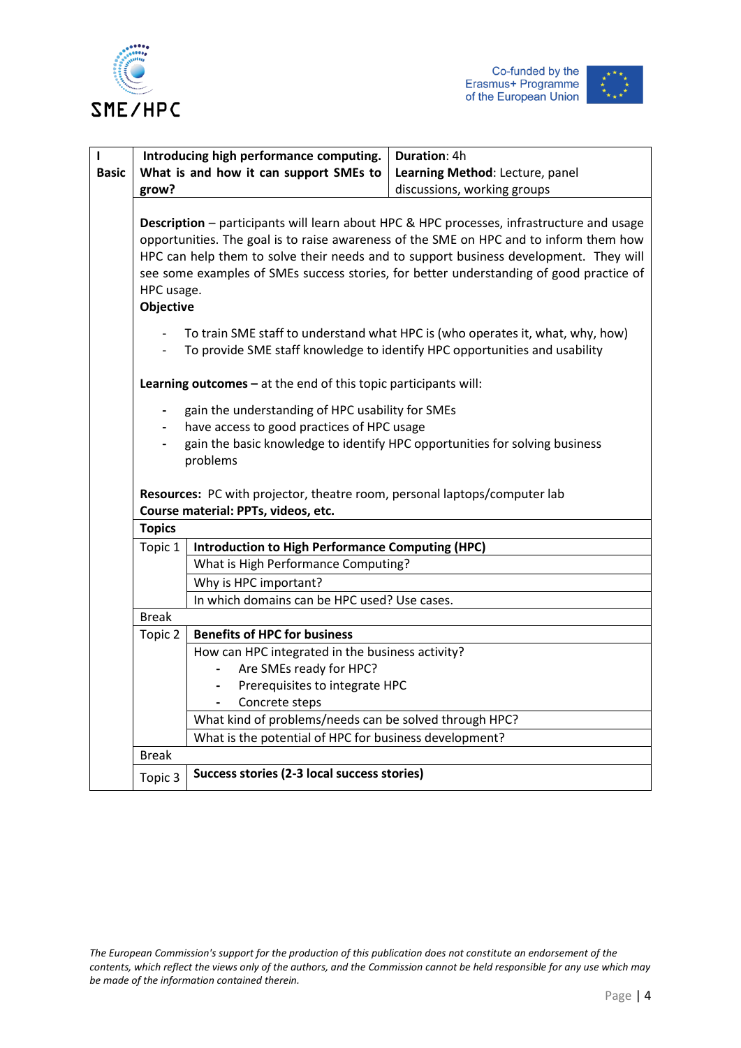| I Basic | Introducing high performance computing. What is and how it can support SMEs to grow? | Duration: 4h<br>Learning Method: Lecture, panel discussions, working groups |
|---|---|---|

**Description** – participants will learn about HPC & HPC processes, infrastructure and usage opportunities. The goal is to raise awareness of the SME on HPC and to inform them how HPC can help them to solve their needs and to support business development. They will see some examples of SMEs success stories, for better understanding of good practice of HPC usage.

**Objective**

- To train SME staff to understand what HPC is (who operates it, what, why, how)
- To provide SME staff knowledge to identify HPC opportunities and usability

**Learning outcomes –** at the end of this topic participants will:

- gain the understanding of HPC usability for SMEs
- have access to good practices of HPC usage
- gain the basic knowledge to identify HPC opportunities for solving business problems

**Resources:** PC with projector, theatre room, personal laptops/computer lab

**Course material: PPTs, videos, etc.**

| **Topics** | |
|---|---|
| Topic 1 | **Introduction to High Performance Computing (HPC)** |
| | What is High Performance Computing? |
| | Why is HPC important? |
| | In which domains can be HPC used? Use cases. |
| Break | |
| Topic 2 | **Benefits of HPC for business** |
| | How can HPC integrated in the business activity?<br>- Are SMEs ready for HPC?<br>- Prerequisites to integrate HPC<br>- Concrete steps |
| | What kind of problems/needs can be solved through HPC? |
| | What is the potential of HPC for business development? |
| Break | |
| Topic 3 | **Success stories (2-3 local success stories)** |

*The European Commission's support for the production of this publication does not constitute an endorsement of the contents, which reflect the views only of the authors, and the Commission cannot be held responsible for any use which may be made of the information contained therein.*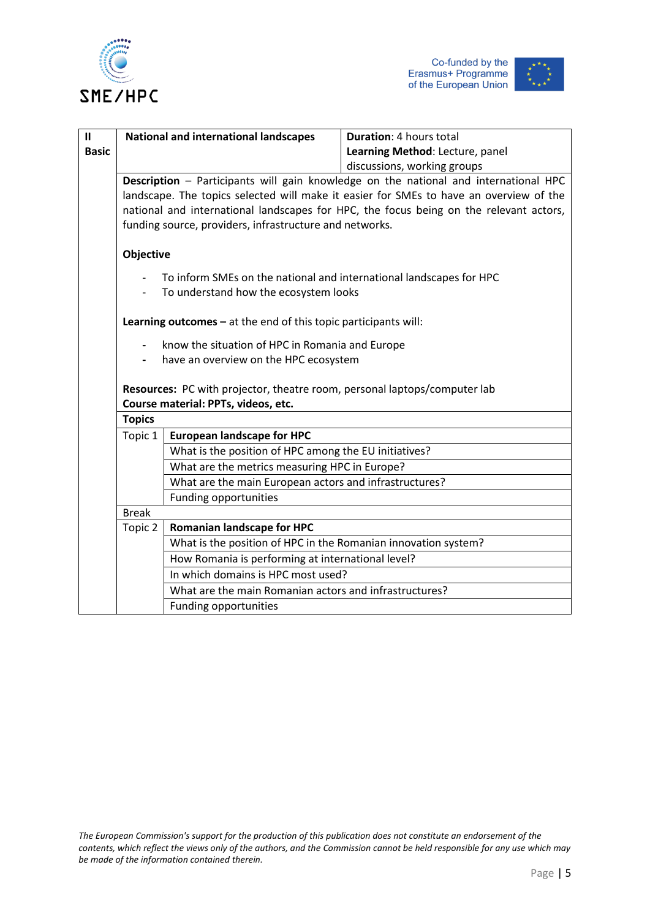| II Basic | National and international landscapes | | Duration: 4 hours total<br>Learning Method: Lecture, panel discussions, working groups |
|---|---|---|---|
| | **Description** – Participants will gain knowledge on the national and international HPC landscape. The topics selected will make it easier for SMEs to have an overview of the national and international landscapes for HPC, the focus being on the relevant actors, funding source, providers, infrastructure and networks.<br><br>**Objective**<br><br>- To inform SMEs on the national and international landscapes for HPC<br>- To understand how the ecosystem looks<br><br>**Learning outcomes –** at the end of this topic participants will:<br><br>- know the situation of HPC in Romania and Europe<br>- have an overview on the HPC ecosystem<br><br>**Resources:** PC with projector, theatre room, personal laptops/computer lab<br>**Course material: PPTs, videos, etc.** | | |
| | **Topics** | | |
| | Topic 1 | **European landscape for HPC** | |
| | | What is the position of HPC among the EU initiatives? | |
| | | What are the metrics measuring HPC in Europe? | |
| | | What are the main European actors and infrastructures? | |
| | | Funding opportunities | |
| | Break | | |
| | Topic 2 | **Romanian landscape for HPC** | |
| | | What is the position of HPC in the Romanian innovation system? | |
| | | How Romania is performing at international level? | |
| | | In which domains is HPC most used? | |
| | | What are the main Romanian actors and infrastructures? | |
| | | Funding opportunities | |

*The European Commission's support for the production of this publication does not constitute an endorsement of the contents, which reflect the views only of the authors, and the Commission cannot be held responsible for any use which may be made of the information contained therein.*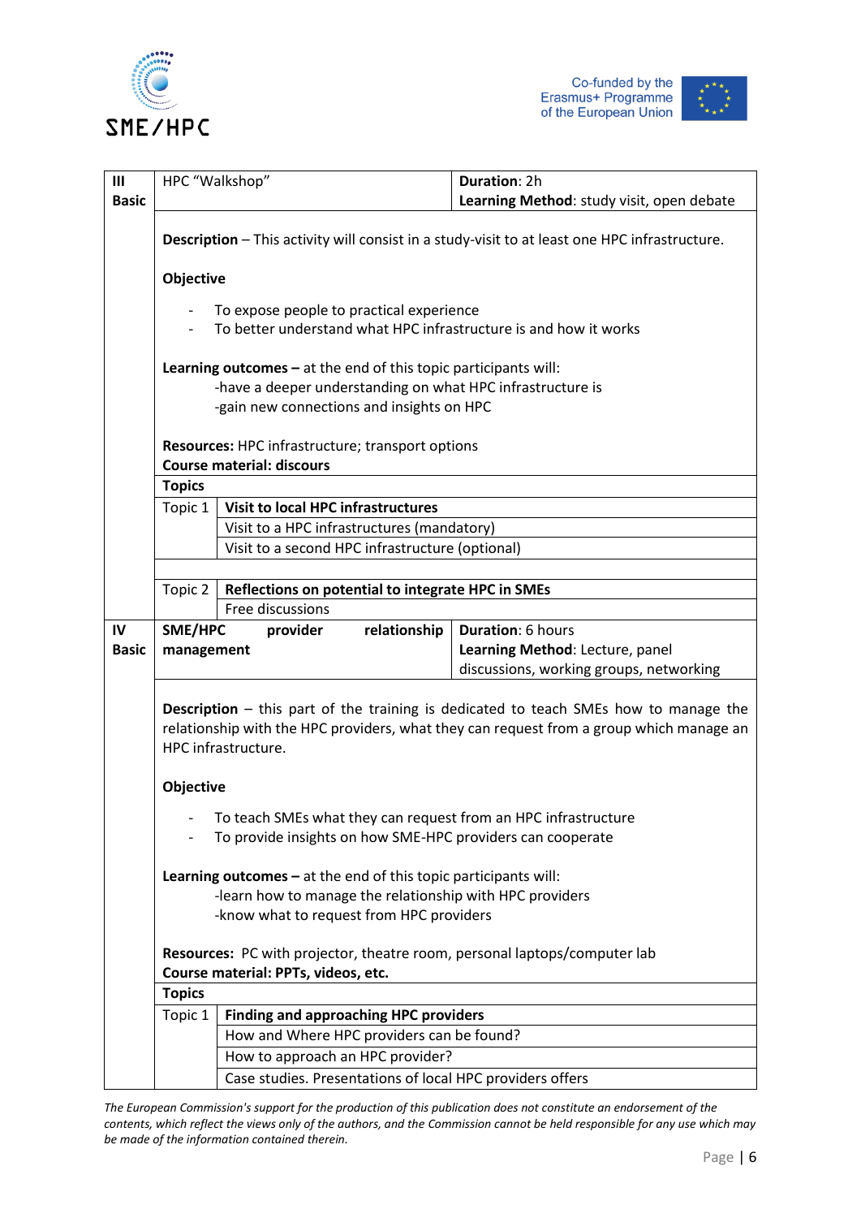| III Basic | HPC "Walkshop" | | **Duration**: 2h<br>**Learning Method**: study visit, open debate |
|---|---|---|---|
| | **Description** – This activity will consist in a study-visit to at least one HPC infrastructure.<br><br>**Objective**<br>- To expose people to practical experience<br>- To better understand what HPC infrastructure is and how it works<br><br>**Learning outcomes –** at the end of this topic participants will:<br>-have a deeper understanding on what HPC infrastructure is<br>-gain new connections and insights on HPC<br><br>**Resources:** HPC infrastructure; transport options<br>**Course material: discours** | | |
| | **Topics** | | |
| | Topic 1 | **Visit to local HPC infrastructures** | |
| | | Visit to a HPC infrastructures (mandatory) | |
| | | Visit to a second HPC infrastructure (optional) | |
| | | | |
| | Topic 2 | **Reflections on potential to integrate HPC in SMEs** | |
| | | Free discussions | |
| IV Basic | **SME/HPC provider relationship management** | | **Duration**: 6 hours<br>**Learning Method**: Lecture, panel discussions, working groups, networking |
| | **Description** – this part of the training is dedicated to teach SMEs how to manage the relationship with the HPC providers, what they can request from a group which manage an HPC infrastructure.<br><br>**Objective**<br>- To teach SMEs what they can request from an HPC infrastructure<br>- To provide insights on how SME-HPC providers can cooperate<br><br>**Learning outcomes –** at the end of this topic participants will:<br>-learn how to manage the relationship with HPC providers<br>-know what to request from HPC providers<br><br>**Resources:** PC with projector, theatre room, personal laptops/computer lab<br>**Course material: PPTs, videos, etc.** | | |
| | **Topics** | | |
| | Topic 1 | **Finding and approaching HPC providers** | |
| | | How and Where HPC providers can be found? | |
| | | How to approach an HPC provider? | |
| | | Case studies. Presentations of local HPC providers offers | |

*The European Commission's support for the production of this publication does not constitute an endorsement of the contents, which reflect the views only of the authors, and the Commission cannot be held responsible for any use which may be made of the information contained therein.*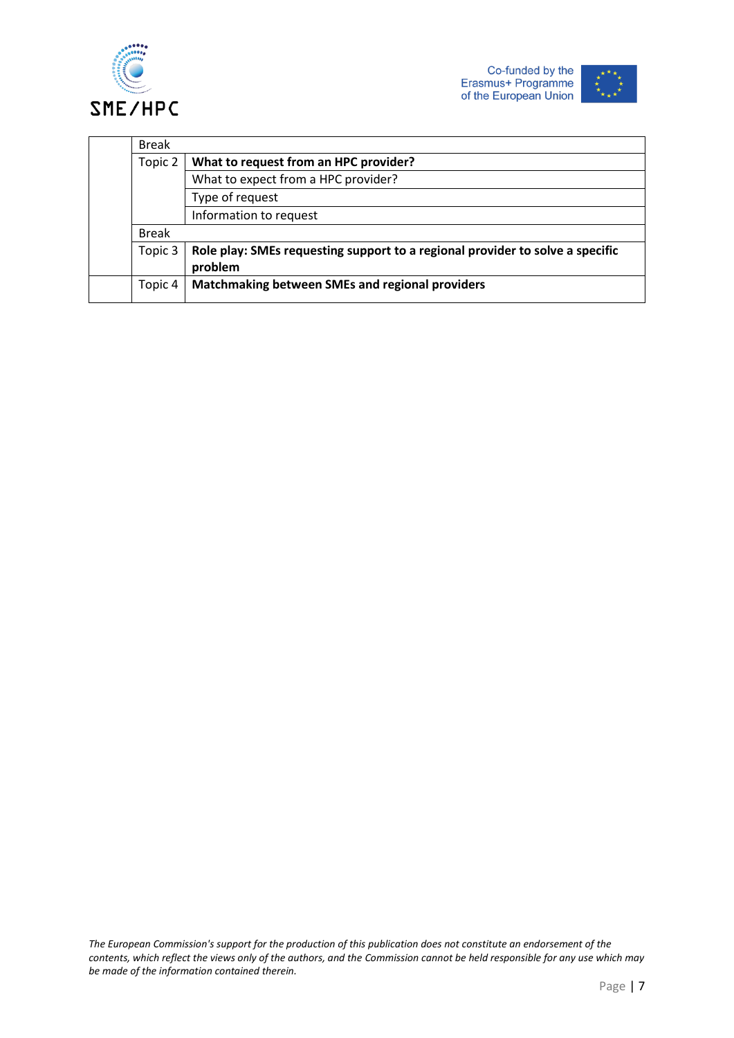| | | |
|---|---|---|
| | Break | |
| | Topic 2 | **What to request from an HPC provider?** |
| | | What to expect from a HPC provider? |
| | | Type of request |
| | | Information to request |
| | Break | |
| | Topic 3 | **Role play: SMEs requesting support to a regional provider to solve a specific problem** |
| | Topic 4 | **Matchmaking between SMEs and regional providers** |

*The European Commission's support for the production of this publication does not constitute an endorsement of the contents, which reflect the views only of the authors, and the Commission cannot be held responsible for any use which may be made of the information contained therein.*